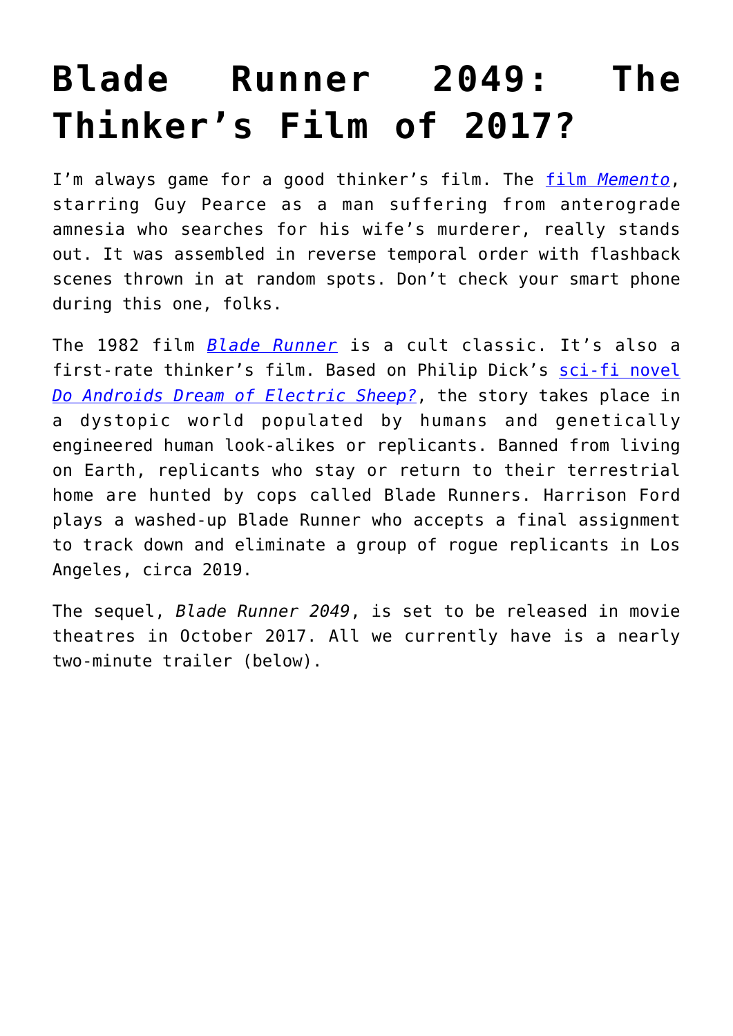# Blade Runner 2049: The Thinker's Film of 2017?

I'm always game for a good thinker's film. The film *Memento*, starring Guy Pearce as a man suffering from anterograde amnesia who searches for his wife's murderer, really stands out. It was assembled in reverse temporal order with flashback scenes thrown in at random spots. Don't check your smart phone during this one, folks.

The 1982 film *Blade Runner* is a cult classic. It's also a first-rate thinker's film. Based on Philip Dick's sci-fi novel *Do Androids Dream of Electric Sheep?*, the story takes place in a dystopic world populated by humans and genetically engineered human look-alikes or replicants. Banned from living on Earth, replicants who stay or return to their terrestrial home are hunted by cops called Blade Runners. Harrison Ford plays a washed-up Blade Runner who accepts a final assignment to track down and eliminate a group of rogue replicants in Los Angeles, circa 2019.

The sequel, *Blade Runner 2049*, is set to be released in movie theatres in October 2017. All we currently have is a nearly two-minute trailer (below).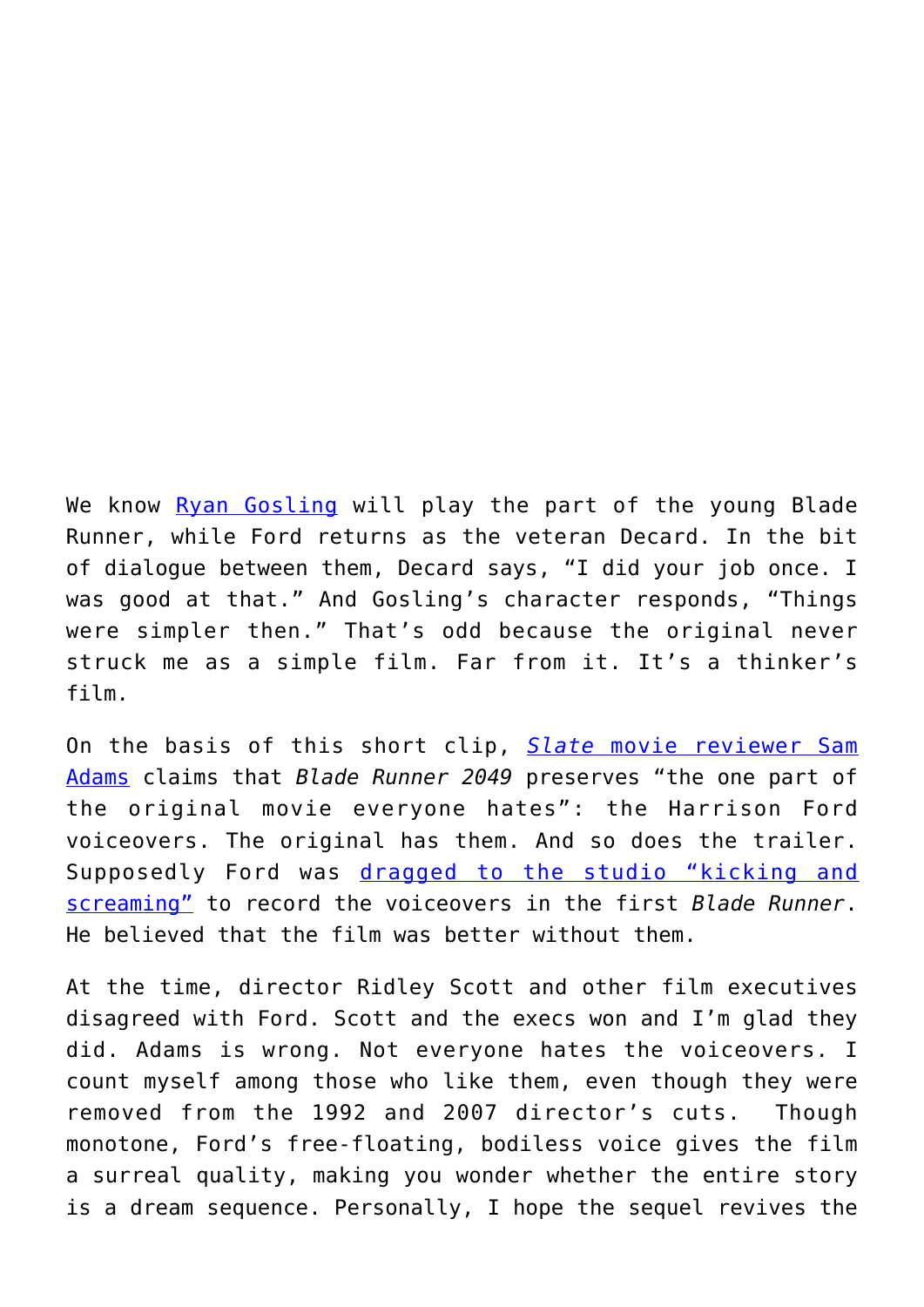We know Ryan Gosling will play the part of the young Blade Runner, while Ford returns as the veteran Decard. In the bit of dialogue between them, Decard says, “I did your job once. I was good at that.” And Gosling’s character responds, “Things were simpler then.” That’s odd because the original never struck me as a simple film. Far from it. It’s a thinker’s film.

On the basis of this short clip, *Slate* movie reviewer Sam Adams claims that *Blade Runner 2049* preserves “the one part of the original movie everyone hates”: the Harrison Ford voiceovers. The original has them. And so does the trailer. Supposedly Ford was dragged to the studio “kicking and screaming” to record the voiceovers in the first *Blade Runner*. He believed that the film was better without them.

At the time, director Ridley Scott and other film executives disagreed with Ford. Scott and the execs won and I’m glad they did. Adams is wrong. Not everyone hates the voiceovers. I count myself among those who like them, even though they were removed from the 1992 and 2007 director’s cuts. Though monotone, Ford’s free-floating, bodiless voice gives the film a surreal quality, making you wonder whether the entire story is a dream sequence. Personally, I hope the sequel revives the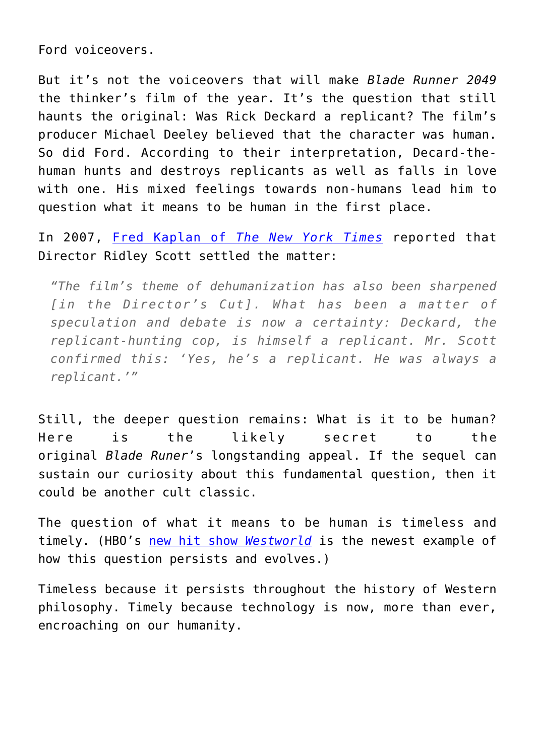Ford voiceovers.

But it's not the voiceovers that will make *Blade Runner 2049* the thinker's film of the year. It's the question that still haunts the original: Was Rick Deckard a replicant? The film's producer Michael Deeley believed that the character was human. So did Ford. According to their interpretation, Decard-the-human hunts and destroys replicants as well as falls in love with one. His mixed feelings towards non-humans lead him to question what it means to be human in the first place.

In 2007, [Fred Kaplan of *The New York Times*] reported that Director Ridley Scott settled the matter:

> *"The film's theme of dehumanization has also been sharpened [in the Director's Cut]. What has been a matter of speculation and debate is now a certainty: Deckard, the replicant-hunting cop, is himself a replicant. Mr. Scott confirmed this: 'Yes, he's a replicant. He was always a replicant.'"*

Still, the deeper question remains: What is it to be human? Here is the likely secret to the original *Blade Runer*'s longstanding appeal. If the sequel can sustain our curiosity about this fundamental question, then it could be another cult classic.

The question of what it means to be human is timeless and timely. (HBO's [new hit show *Westworld*] is the newest example of how this question persists and evolves.)

Timeless because it persists throughout the history of Western philosophy. Timely because technology is now, more than ever, encroaching on our humanity.